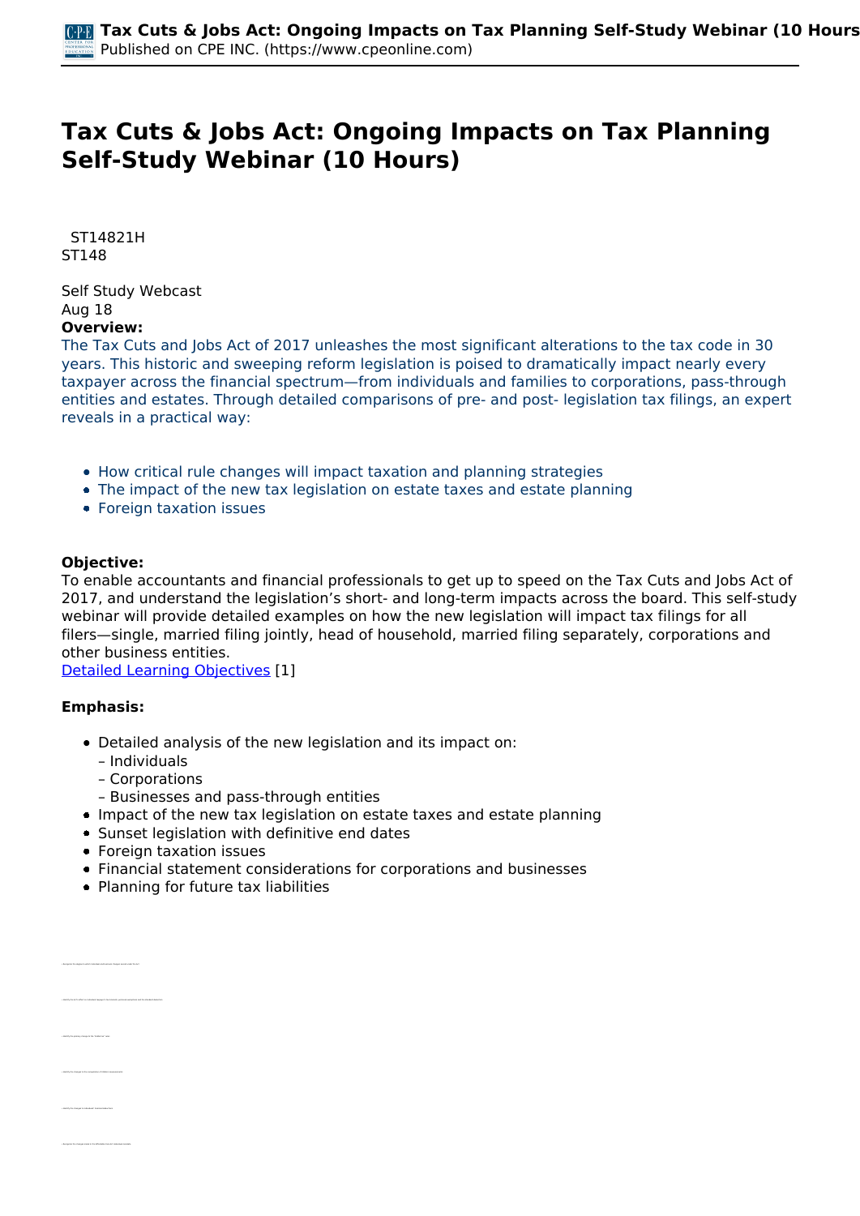# Tax Cuts & Jobs Act: Ongoing Impacts on Tax Planning Self-Study Webinar (10 Hours)

ST14821H
ST148

Self Study Webcast
Aug 18

**Overview:**

The Tax Cuts and Jobs Act of 2017 unleashes the most significant alterations to the tax code in 30 years. This historic and sweeping reform legislation is poised to dramatically impact nearly every taxpayer across the financial spectrum—from individuals and families to corporations, pass-through entities and estates. Through detailed comparisons of pre- and post- legislation tax filings, an expert reveals in a practical way:

- How critical rule changes will impact taxation and planning strategies
- The impact of the new tax legislation on estate taxes and estate planning
- Foreign taxation issues

**Objective:**

To enable accountants and financial professionals to get up to speed on the Tax Cuts and Jobs Act of 2017, and understand the legislation's short- and long-term impacts across the board. This self-study webinar will provide detailed examples on how the new legislation will impact tax filings for all filers—single, married filing jointly, head of household, married filing separately, corporations and other business entities.

Detailed Learning Objectives [1]

**Emphasis:**

- Detailed analysis of the new legislation and its impact on:
  - – Individuals
  - – Corporations
  - – Businesses and pass-through entities
- Impact of the new tax legislation on estate taxes and estate planning
- Sunset legislation with definitive end dates
- Foreign taxation issues
- Financial statement considerations for corporations and businesses
- Planning for future tax liabilities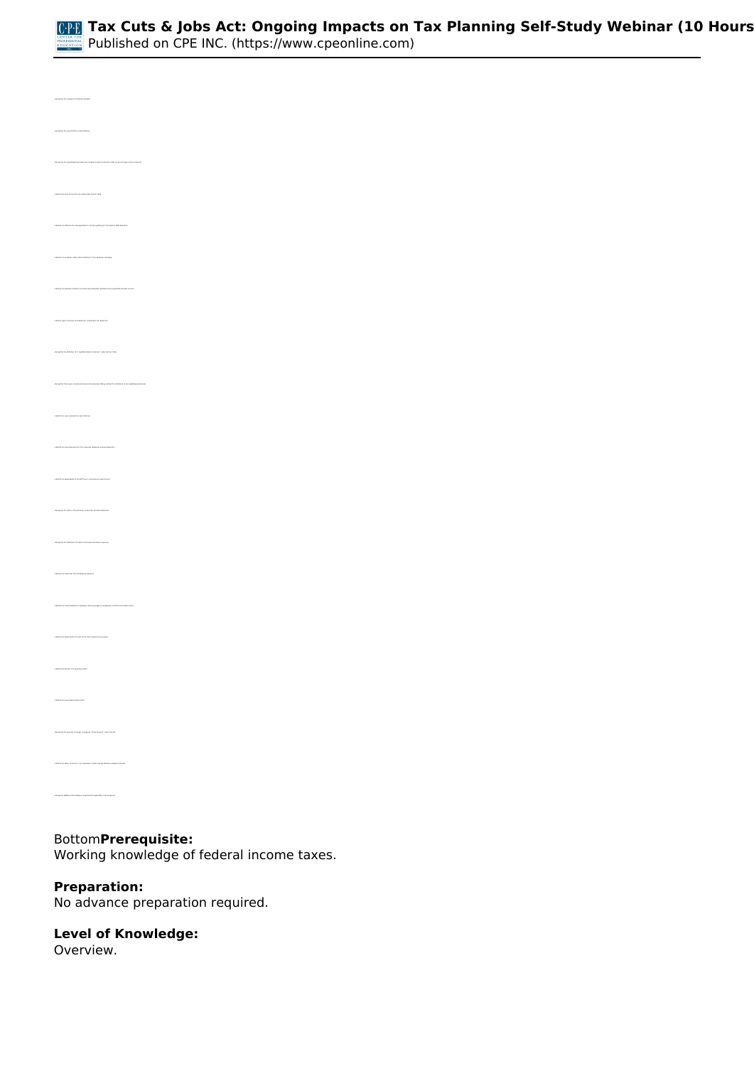Bottom**Prerequisite:**
Working knowledge of federal income taxes.

**Preparation:**
No advance preparation required.

**Level of Knowledge:**
Overview.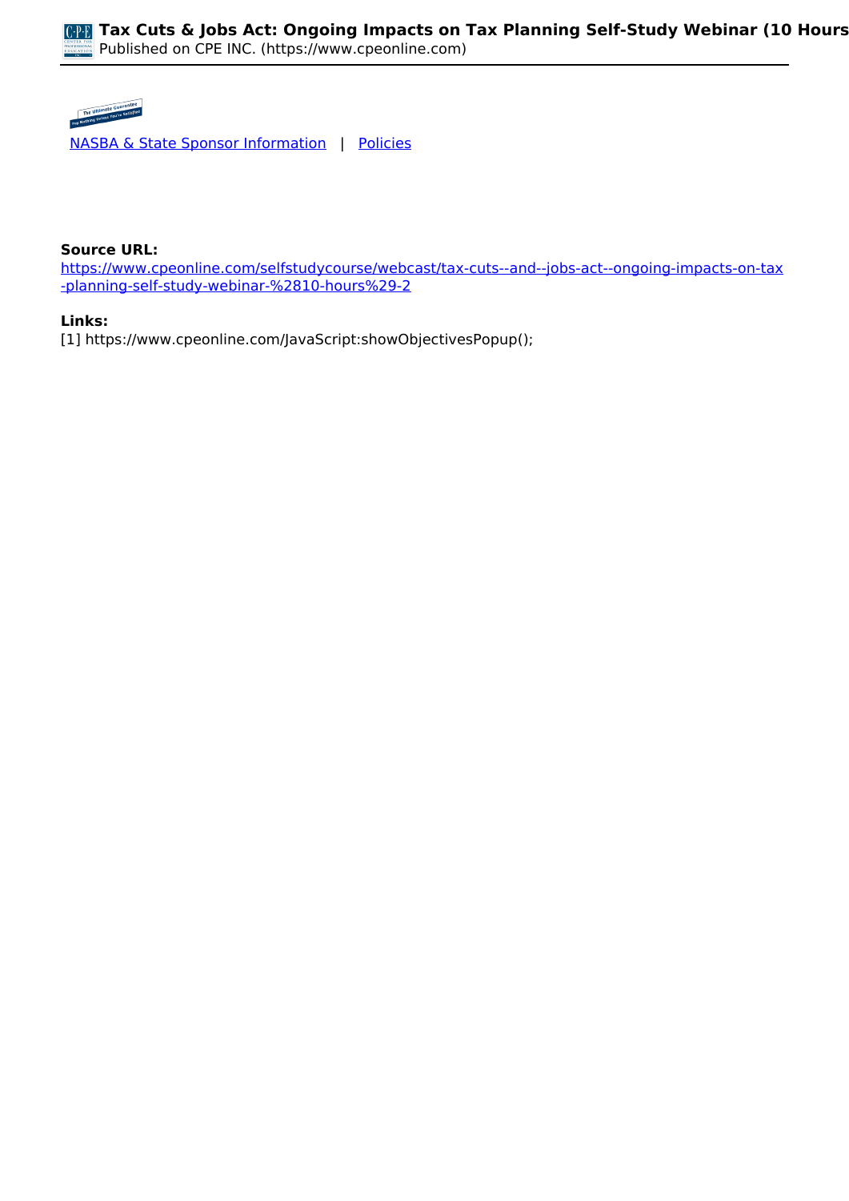[NASBA & State Sponsor Information](#) | [Policies](#)

**Source URL:**
https://www.cpeonline.com/selfstudycourse/webcast/tax-cuts--and--jobs-act--ongoing-impacts-on-tax-planning-self-study-webinar-%2810-hours%29-2

**Links:**
[1] https://www.cpeonline.com/JavaScript:showObjectivesPopup();